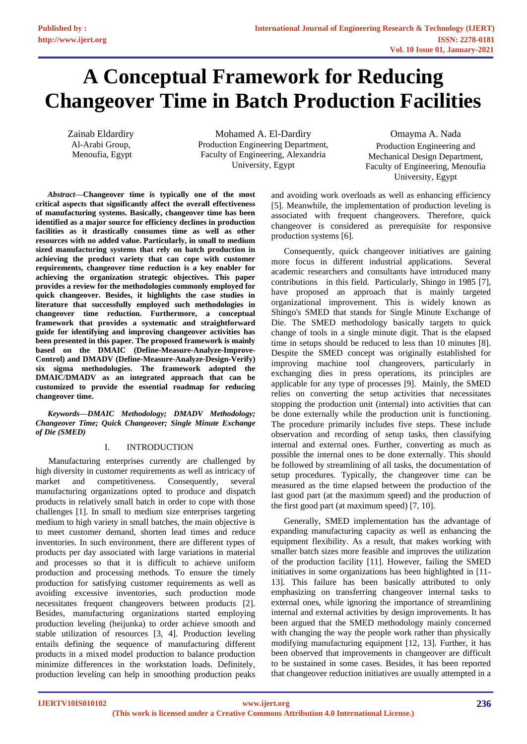# A Conceptual Framework for Reducing Changeover Time in Batch Production Facilities

Zainab Eldardiry
Al-Arabi Group,
Menoufia, Egypt

Mohamed A. El-Dardiry
Production Engineering Department,
Faculty of Engineering, Alexandria
University, Egypt

Omayma A. Nada
Production Engineering and
Mechanical Design Department,
Faculty of Engineering, Menoufia
University, Egypt

***Abstract*—Changeover time is typically one of the most critical aspects that significantly affect the overall effectiveness of manufacturing systems. Basically, changeover time has been identified as a major source for efficiency declines in production facilities as it drastically consumes time as well as other resources with no added value. Particularly, in small to medium sized manufacturing systems that rely on batch production in achieving the product variety that can cope with customer requirements, changeover time reduction is a key enabler for achieving the organization strategic objectives. This paper provides a review for the methodologies commonly employed for quick changeover. Besides, it highlights the case studies in literature that successfully employed such methodologies in changeover time reduction. Furthermore, a conceptual framework that provides a systematic and straightforward guide for identifying and improving changeover activities has been presented in this paper. The proposed framework is mainly based on the DMAIC (Define-Measure-Analyze-Improve-Control) and DMADV (Define-Measure-Analyze-Design-Verify) six sigma methodologies. The framework adopted the DMAIC/DMADV as an integrated approach that can be customized to provide the essential roadmap for reducing changeover time.**

***Keywords*—*DMAIC Methodology; DMADV Methodology; Changeover Time; Quick Changeover; Single Minute Exchange of Die (SMED)***

## I. INTRODUCTION

Manufacturing enterprises currently are challenged by high diversity in customer requirements as well as intricacy of market and competitiveness. Consequently, several manufacturing organizations opted to produce and dispatch products in relatively small batch in order to cope with those challenges [1]. In small to medium size enterprises targeting medium to high variety in small batches, the main objective is to meet customer demand, shorten lead times and reduce inventories. In such environment, there are different types of products per day associated with large variations in material and processes so that it is difficult to achieve uniform production and processing methods. To ensure the timely production for satisfying customer requirements as well as avoiding excessive inventories, such production mode necessitates frequent changeovers between products [2]. Besides, manufacturing organizations started employing production leveling (heijunka) to order achieve smooth and stable utilization of resources [3, 4]. Production leveling entails defining the sequence of manufacturing different products in a mixed model production to balance production minimize differences in the workstation loads. Definitely, production leveling can help in smoothing production peaks and avoiding work overloads as well as enhancing efficiency [5]. Meanwhile, the implementation of production leveling is associated with frequent changeovers. Therefore, quick changeover is considered as prerequisite for responsive production systems [6].

Consequently, quick changeover initiatives are gaining more focus in different industrial applications. Several academic researchers and consultants have introduced many contributions in this field. Particularly, Shingo in 1985 [7], have proposed an approach that is mainly targeted organizational improvement. This is widely known as Shingo's SMED that stands for Single Minute Exchange of Die. The SMED methodology basically targets to quick change of tools in a single minute digit. That is the elapsed time in setups should be reduced to less than 10 minutes [8]. Despite the SMED concept was originally established for improving machine tool changeovers, particularly in exchanging dies in press operations, its principles are applicable for any type of processes [9]. Mainly, the SMED relies on converting the setup activities that necessitates stopping the production unit (internal) into activities that can be done externally while the production unit is functioning. The procedure primarily includes five steps. These include observation and recording of setup tasks, then classifying internal and external ones. Further, converting as much as possible the internal ones to be done externally. This should be followed by streamlining of all tasks, the documentation of setup procedures. Typically, the changeover time can be measured as the time elapsed between the production of the last good part (at the maximum speed) and the production of the first good part (at maximum speed) [7, 10].

Generally, SMED implementation has the advantage of expanding manufacturing capacity as well as enhancing the equipment flexibility. As a result, that makes working with smaller batch sizes more feasible and improves the utilization of the production facility [11]. However, failing the SMED initiatives in some organizations has been highlighted in [11-13]. This failure has been basically attributed to only emphasizing on transferring changeover internal tasks to external ones, while ignoring the importance of streamlining internal and external activities by design improvements. It has been argued that the SMED methodology mainly concerned with changing the way the people work rather than physically modifying manufacturing equipment [12, 13]. Further, it has been observed that improvements in changeover are difficult to be sustained in some cases. Besides, it has been reported that changeover reduction initiatives are usually attempted in a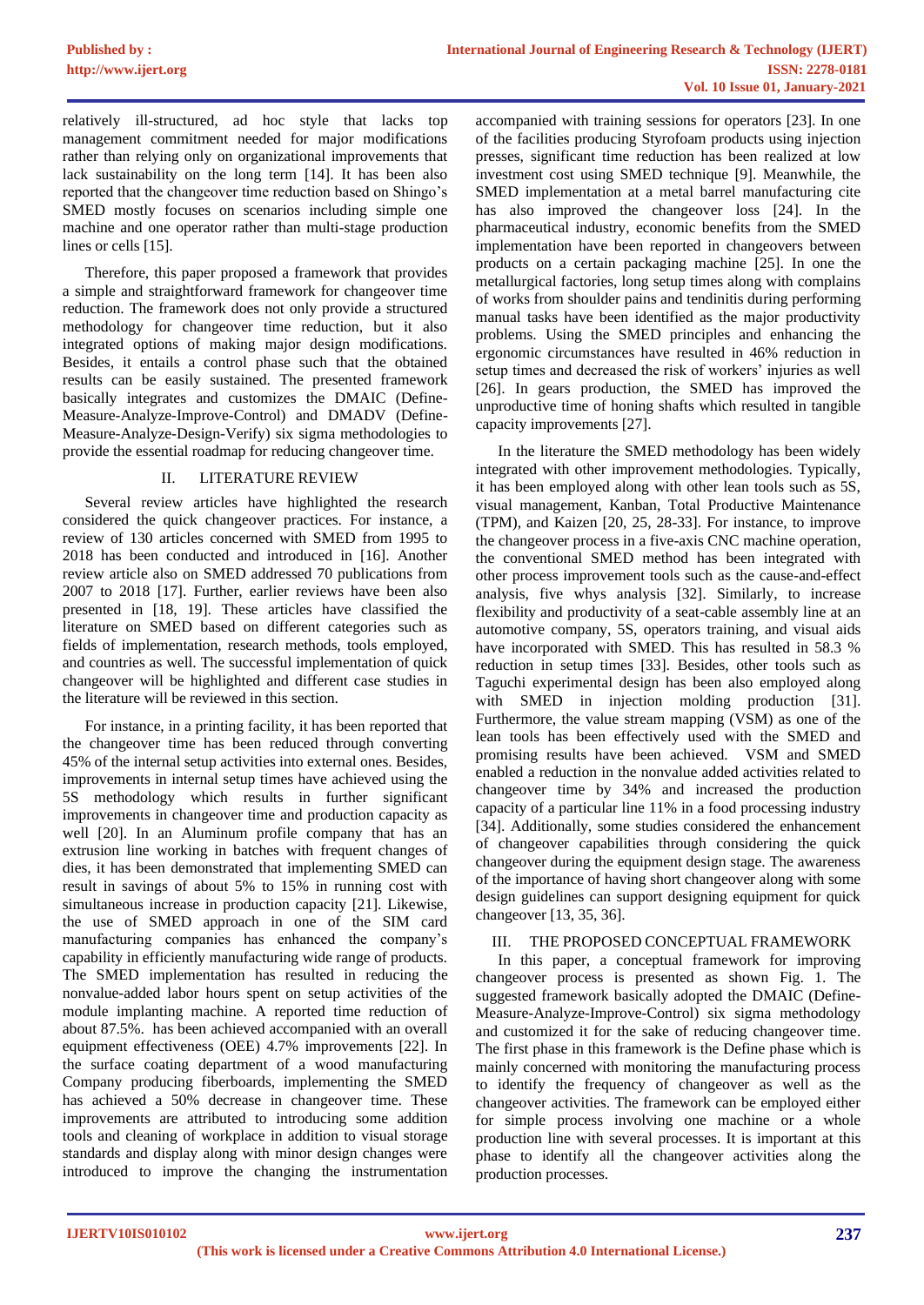relatively ill-structured, ad hoc style that lacks top management commitment needed for major modifications rather than relying only on organizational improvements that lack sustainability on the long term [14]. It has been also reported that the changeover time reduction based on Shingo's SMED mostly focuses on scenarios including simple one machine and one operator rather than multi-stage production lines or cells [15].

Therefore, this paper proposed a framework that provides a simple and straightforward framework for changeover time reduction. The framework does not only provide a structured methodology for changeover time reduction, but it also integrated options of making major design modifications. Besides, it entails a control phase such that the obtained results can be easily sustained. The presented framework basically integrates and customizes the DMAIC (Define-Measure-Analyze-Improve-Control) and DMADV (Define-Measure-Analyze-Design-Verify) six sigma methodologies to provide the essential roadmap for reducing changeover time.

## II. LITERATURE REVIEW

Several review articles have highlighted the research considered the quick changeover practices. For instance, a review of 130 articles concerned with SMED from 1995 to 2018 has been conducted and introduced in [16]. Another review article also on SMED addressed 70 publications from 2007 to 2018 [17]. Further, earlier reviews have been also presented in [18, 19]. These articles have classified the literature on SMED based on different categories such as fields of implementation, research methods, tools employed, and countries as well. The successful implementation of quick changeover will be highlighted and different case studies in the literature will be reviewed in this section.

For instance, in a printing facility, it has been reported that the changeover time has been reduced through converting 45% of the internal setup activities into external ones. Besides, improvements in internal setup times have achieved using the 5S methodology which results in further significant improvements in changeover time and production capacity as well [20]. In an Aluminum profile company that has an extrusion line working in batches with frequent changes of dies, it has been demonstrated that implementing SMED can result in savings of about 5% to 15% in running cost with simultaneous increase in production capacity [21]. Likewise, the use of SMED approach in one of the SIM card manufacturing companies has enhanced the company's capability in efficiently manufacturing wide range of products. The SMED implementation has resulted in reducing the nonvalue-added labor hours spent on setup activities of the module implanting machine. A reported time reduction of about 87.5%. has been achieved accompanied with an overall equipment effectiveness (OEE) 4.7% improvements [22]. In the surface coating department of a wood manufacturing Company producing fiberboards, implementing the SMED has achieved a 50% decrease in changeover time. These improvements are attributed to introducing some addition tools and cleaning of workplace in addition to visual storage standards and display along with minor design changes were introduced to improve the changing the instrumentation accompanied with training sessions for operators [23]. In one of the facilities producing Styrofoam products using injection presses, significant time reduction has been realized at low investment cost using SMED technique [9]. Meanwhile, the SMED implementation at a metal barrel manufacturing cite has also improved the changeover loss [24]. In the pharmaceutical industry, economic benefits from the SMED implementation have been reported in changeovers between products on a certain packaging machine [25]. In one the metallurgical factories, long setup times along with complains of works from shoulder pains and tendinitis during performing manual tasks have been identified as the major productivity problems. Using the SMED principles and enhancing the ergonomic circumstances have resulted in 46% reduction in setup times and decreased the risk of workers' injuries as well [26]. In gears production, the SMED has improved the unproductive time of honing shafts which resulted in tangible capacity improvements [27].

In the literature the SMED methodology has been widely integrated with other improvement methodologies. Typically, it has been employed along with other lean tools such as 5S, visual management, Kanban, Total Productive Maintenance (TPM), and Kaizen [20, 25, 28-33]. For instance, to improve the changeover process in a five-axis CNC machine operation, the conventional SMED method has been integrated with other process improvement tools such as the cause-and-effect analysis, five whys analysis [32]. Similarly, to increase flexibility and productivity of a seat-cable assembly line at an automotive company, 5S, operators training, and visual aids have incorporated with SMED. This has resulted in 58.3 % reduction in setup times [33]. Besides, other tools such as Taguchi experimental design has been also employed along with SMED in injection molding production [31]. Furthermore, the value stream mapping (VSM) as one of the lean tools has been effectively used with the SMED and promising results have been achieved. VSM and SMED enabled a reduction in the nonvalue added activities related to changeover time by 34% and increased the production capacity of a particular line 11% in a food processing industry [34]. Additionally, some studies considered the enhancement of changeover capabilities through considering the quick changeover during the equipment design stage. The awareness of the importance of having short changeover along with some design guidelines can support designing equipment for quick changeover [13, 35, 36].

## III. THE PROPOSED CONCEPTUAL FRAMEWORK

In this paper, a conceptual framework for improving changeover process is presented as shown Fig. 1. The suggested framework basically adopted the DMAIC (Define-Measure-Analyze-Improve-Control) six sigma methodology and customized it for the sake of reducing changeover time. The first phase in this framework is the Define phase which is mainly concerned with monitoring the manufacturing process to identify the frequency of changeover as well as the changeover activities. The framework can be employed either for simple process involving one machine or a whole production line with several processes. It is important at this phase to identify all the changeover activities along the production processes.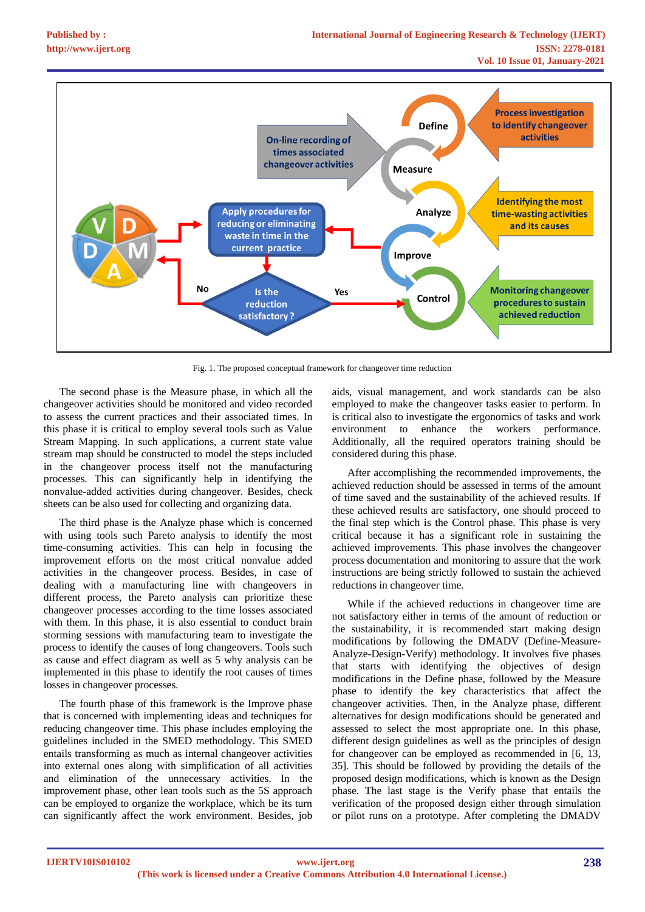Fig. 1. The proposed conceptual framework for changeover time reduction

The second phase is the Measure phase, in which all the changeover activities should be monitored and video recorded to assess the current practices and their associated times. In this phase it is critical to employ several tools such as Value Stream Mapping. In such applications, a current state value stream map should be constructed to model the steps included in the changeover process itself not the manufacturing processes. This can significantly help in identifying the nonvalue-added activities during changeover. Besides, check sheets can be also used for collecting and organizing data.

The third phase is the Analyze phase which is concerned with using tools such Pareto analysis to identify the most time-consuming activities. This can help in focusing the improvement efforts on the most critical nonvalue added activities in the changeover process. Besides, in case of dealing with a manufacturing line with changeovers in different process, the Pareto analysis can prioritize these changeover processes according to the time losses associated with them. In this phase, it is also essential to conduct brain storming sessions with manufacturing team to investigate the process to identify the causes of long changeovers. Tools such as cause and effect diagram as well as 5 why analysis can be implemented in this phase to identify the root causes of times losses in changeover processes.

The fourth phase of this framework is the Improve phase that is concerned with implementing ideas and techniques for reducing changeover time. This phase includes employing the guidelines included in the SMED methodology. This SMED entails transforming as much as internal changeover activities into external ones along with simplification of all activities and elimination of the unnecessary activities. In the improvement phase, other lean tools such as the 5S approach can be employed to organize the workplace, which is its turn can significantly affect the work environment. Besides, job aids, visual management, and work standards can be also employed to make the changeover tasks easier to perform. In is critical also to investigate the ergonomics of tasks and work environment to enhance the workers performance. Additionally, all the required operators training should be considered during this phase.

After accomplishing the recommended improvements, the achieved reduction should be assessed in terms of the amount of time saved and the sustainability of the achieved results. If these achieved results are satisfactory, one should proceed to the final step which is the Control phase. This phase is very critical because it has a significant role in sustaining the achieved improvements. This phase involves the changeover process documentation and monitoring to assure that the work instructions are being strictly followed to sustain the achieved reductions in changeover time.

While if the achieved reductions in changeover time are not satisfactory either in terms of the amount of reduction or the sustainability, it is recommended start making design modifications by following the DMADV (Define-Measure-Analyze-Design-Verify) methodology. It involves five phases that starts with identifying the objectives of design modifications in the Define phase, followed by the Measure phase to identify the key characteristics that affect the changeover activities. Then, in the Analyze phase, different alternatives for design modifications should be generated and assessed to select the most appropriate one. In this phase, different design guidelines as well as the principles of design for changeover can be employed as recommended in [6, 13, 35]. This should be followed by providing the details of the proposed design modifications, which is known as the Design phase. The last stage is the Verify phase that entails the verification of the proposed design either through simulation or pilot runs on a prototype. After completing the DMADV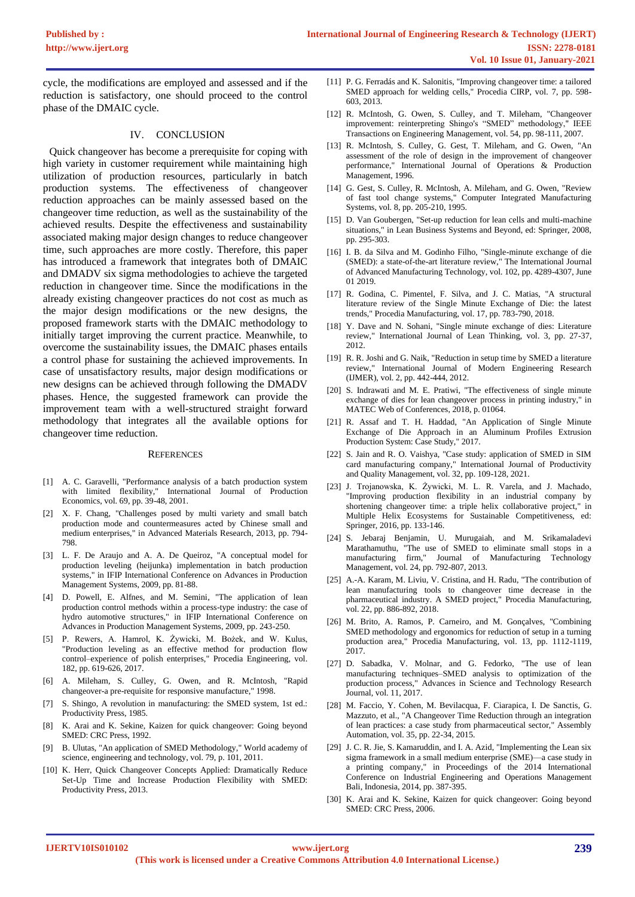cycle, the modifications are employed and assessed and if the reduction is satisfactory, one should proceed to the control phase of the DMAIC cycle.

## IV. CONCLUSION

Quick changeover has become a prerequisite for coping with high variety in customer requirement while maintaining high utilization of production resources, particularly in batch production systems. The effectiveness of changeover reduction approaches can be mainly assessed based on the changeover time reduction, as well as the sustainability of the achieved results. Despite the effectiveness and sustainability associated making major design changes to reduce changeover time, such approaches are more costly. Therefore, this paper has introduced a framework that integrates both of DMAIC and DMADV six sigma methodologies to achieve the targeted reduction in changeover time. Since the modifications in the already existing changeover practices do not cost as much as the major design modifications or the new designs, the proposed framework starts with the DMAIC methodology to initially target improving the current practice. Meanwhile, to overcome the sustainability issues, the DMAIC phases entails a control phase for sustaining the achieved improvements. In case of unsatisfactory results, major design modifications or new designs can be achieved through following the DMADV phases. Hence, the suggested framework can provide the improvement team with a well-structured straight forward methodology that integrates all the available options for changeover time reduction.

## REFERENCES

[1] A. C. Garavelli, "Performance analysis of a batch production system with limited flexibility," International Journal of Production Economics, vol. 69, pp. 39-48, 2001.

[2] X. F. Chang, "Challenges posed by multi variety and small batch production mode and countermeasures acted by Chinese small and medium enterprises," in Advanced Materials Research, 2013, pp. 794-798.

[3] L. F. De Araujo and A. A. De Queiroz, "A conceptual model for production leveling (heijunka) implementation in batch production systems," in IFIP International Conference on Advances in Production Management Systems, 2009, pp. 81-88.

[4] D. Powell, E. Alfnes, and M. Semini, "The application of lean production control methods within a process-type industry: the case of hydro automotive structures," in IFIP International Conference on Advances in Production Management Systems, 2009, pp. 243-250.

[5] P. Rewers, A. Hamrol, K. Żywicki, M. Bożek, and W. Kulus, "Production leveling as an effective method for production flow control–experience of polish enterprises," Procedia Engineering, vol. 182, pp. 619-626, 2017.

[6] A. Mileham, S. Culley, G. Owen, and R. McIntosh, "Rapid changeover-a pre-requisite for responsive manufacture," 1998.

[7] S. Shingo, A revolution in manufacturing: the SMED system, 1st ed.: Productivity Press, 1985.

[8] K. Arai and K. Sekine, Kaizen for quick changeover: Going beyond SMED: CRC Press, 1992.

[9] B. Ulutas, "An application of SMED Methodology," World academy of science, engineering and technology, vol. 79, p. 101, 2011.

[10] K. Herr, Quick Changeover Concepts Applied: Dramatically Reduce Set-Up Time and Increase Production Flexibility with SMED: Productivity Press, 2013.

[11] P. G. Ferradás and K. Salonitis, "Improving changeover time: a tailored SMED approach for welding cells," Procedia CIRP, vol. 7, pp. 598-603, 2013.

[12] R. McIntosh, G. Owen, S. Culley, and T. Mileham, "Changeover improvement: reinterpreting Shingo's "SMED" methodology," IEEE Transactions on Engineering Management, vol. 54, pp. 98-111, 2007.

[13] R. McIntosh, S. Culley, G. Gest, T. Mileham, and G. Owen, "An assessment of the role of design in the improvement of changeover performance," International Journal of Operations & Production Management, 1996.

[14] G. Gest, S. Culley, R. McIntosh, A. Mileham, and G. Owen, "Review of fast tool change systems," Computer Integrated Manufacturing Systems, vol. 8, pp. 205-210, 1995.

[15] D. Van Goubergen, "Set-up reduction for lean cells and multi-machine situations," in Lean Business Systems and Beyond, ed: Springer, 2008, pp. 295-303.

[16] I. B. da Silva and M. Godinho Filho, "Single-minute exchange of die (SMED): a state-of-the-art literature review," The International Journal of Advanced Manufacturing Technology, vol. 102, pp. 4289-4307, June 01 2019.

[17] R. Godina, C. Pimentel, F. Silva, and J. C. Matias, "A structural literature review of the Single Minute Exchange of Die: the latest trends," Procedia Manufacturing, vol. 17, pp. 783-790, 2018.

[18] Y. Dave and N. Sohani, "Single minute exchange of dies: Literature review," International Journal of Lean Thinking, vol. 3, pp. 27-37, 2012.

[19] R. R. Joshi and G. Naik, "Reduction in setup time by SMED a literature review," International Journal of Modern Engineering Research (IJMER), vol. 2, pp. 442-444, 2012.

[20] S. Indrawati and M. E. Pratiwi, "The effectiveness of single minute exchange of dies for lean changeover process in printing industry," in MATEC Web of Conferences, 2018, p. 01064.

[21] R. Assaf and T. H. Haddad, "An Application of Single Minute Exchange of Die Approach in an Aluminum Profiles Extrusion Production System: Case Study," 2017.

[22] S. Jain and R. O. Vaishya, "Case study: application of SMED in SIM card manufacturing company," International Journal of Productivity and Quality Management, vol. 32, pp. 109-128, 2021.

[23] J. Trojanowska, K. Żywicki, M. L. R. Varela, and J. Machado, "Improving production flexibility in an industrial company by shortening changeover time: a triple helix collaborative project," in Multiple Helix Ecosystems for Sustainable Competitiveness, ed: Springer, 2016, pp. 133-146.

[24] S. Jebaraj Benjamin, U. Murugaiah, and M. Srikamaladevi Marathamuthu, "The use of SMED to eliminate small stops in a manufacturing firm," Journal of Manufacturing Technology Management, vol. 24, pp. 792-807, 2013.

[25] A.-A. Karam, M. Liviu, V. Cristina, and H. Radu, "The contribution of lean manufacturing tools to changeover time decrease in the pharmaceutical industry. A SMED project," Procedia Manufacturing, vol. 22, pp. 886-892, 2018.

[26] M. Brito, A. Ramos, P. Carneiro, and M. Gonçalves, "Combining SMED methodology and ergonomics for reduction of setup in a turning production area," Procedia Manufacturing, vol. 13, pp. 1112-1119, 2017.

[27] D. Sabadka, V. Molnar, and G. Fedorko, "The use of lean manufacturing techniques–SMED analysis to optimization of the production process," Advances in Science and Technology Research Journal, vol. 11, 2017.

[28] M. Faccio, Y. Cohen, M. Bevilacqua, F. Ciarapica, I. De Sanctis, G. Mazzuto, et al., "A Changeover Time Reduction through an integration of lean practices: a case study from pharmaceutical sector," Assembly Automation, vol. 35, pp. 22-34, 2015.

[29] J. C. R. Jie, S. Kamaruddin, and I. A. Azid, "Implementing the Lean six sigma framework in a small medium enterprise (SME)—a case study in a printing company," in Proceedings of the 2014 International Conference on Industrial Engineering and Operations Management Bali, Indonesia, 2014, pp. 387-395.

[30] K. Arai and K. Sekine, Kaizen for quick changeover: Going beyond SMED: CRC Press, 2006.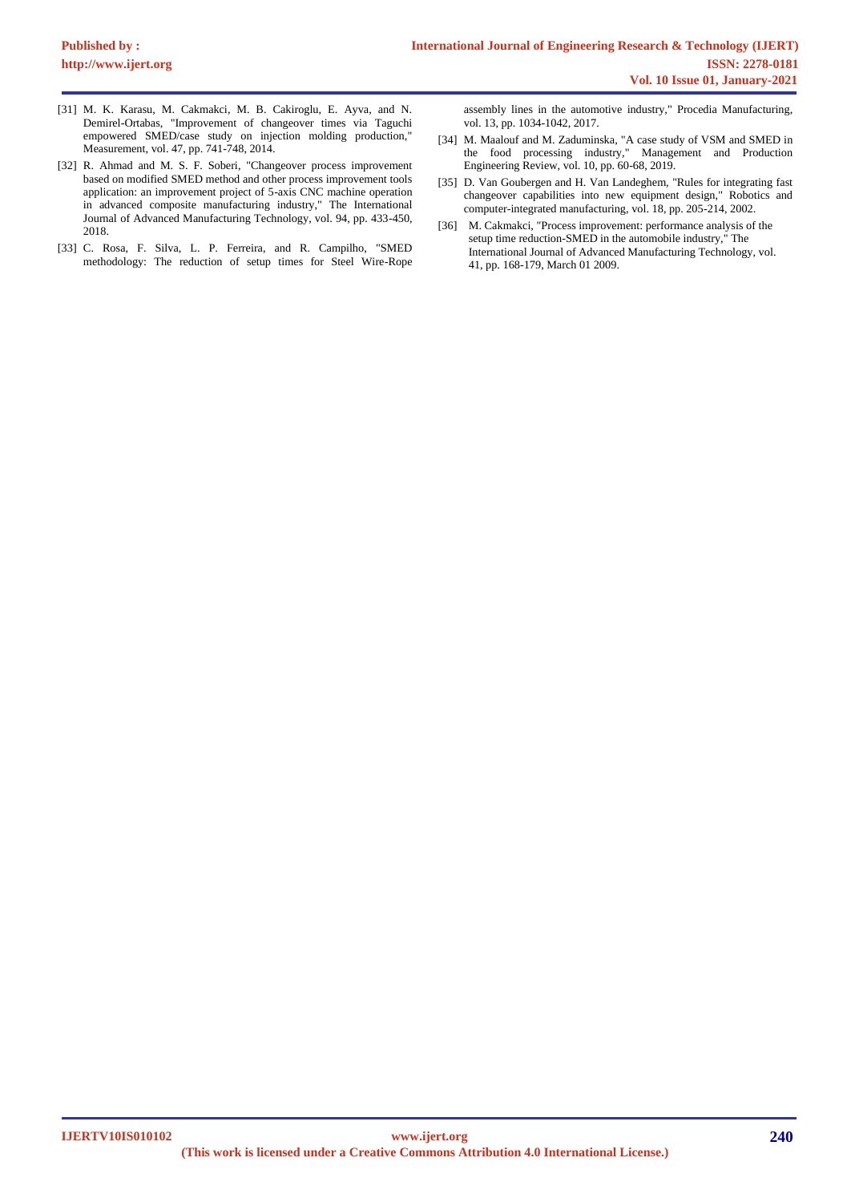[31] M. K. Karasu, M. Cakmakci, M. B. Cakiroglu, E. Ayva, and N. Demirel-Ortabas, "Improvement of changeover times via Taguchi empowered SMED/case study on injection molding production," Measurement, vol. 47, pp. 741-748, 2014.

[32] R. Ahmad and M. S. F. Soberi, "Changeover process improvement based on modified SMED method and other process improvement tools application: an improvement project of 5-axis CNC machine operation in advanced composite manufacturing industry," The International Journal of Advanced Manufacturing Technology, vol. 94, pp. 433-450, 2018.

[33] C. Rosa, F. Silva, L. P. Ferreira, and R. Campilho, "SMED methodology: The reduction of setup times for Steel Wire-Rope assembly lines in the automotive industry," Procedia Manufacturing, vol. 13, pp. 1034-1042, 2017.

[34] M. Maalouf and M. Zaduminska, "A case study of VSM and SMED in the food processing industry," Management and Production Engineering Review, vol. 10, pp. 60-68, 2019.

[35] D. Van Goubergen and H. Van Landeghem, "Rules for integrating fast changeover capabilities into new equipment design," Robotics and computer-integrated manufacturing, vol. 18, pp. 205-214, 2002.

[36] M. Cakmakci, "Process improvement: performance analysis of the setup time reduction-SMED in the automobile industry," The International Journal of Advanced Manufacturing Technology, vol. 41, pp. 168-179, March 01 2009.